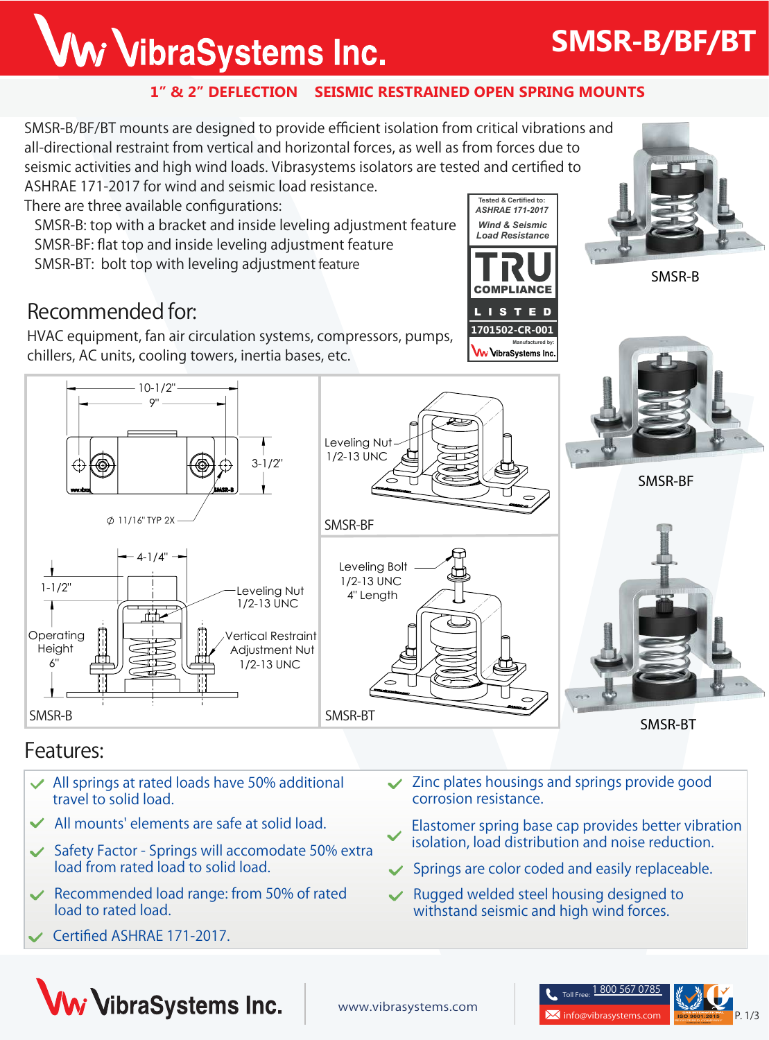# VibraSystems Inc.

# SMSR-B/BF/BT

## 1" & 2" DEFLECTION SEISMIC RESTRAINED OPEN SPRING MOUNTS

SMSR-B/BF/BT mounts are designed to provide efficient isolation from critical vibrations and all-directional restraint from vertical and horizontal forces, as well as from forces due to seismic activities and high wind loads. Vibrasystems isolators are tested and certified to ASHRAE 171-2017 for wind and seismic load resistance.

There are three available configurations:

- SMSR-B: top with a bracket and inside leveling adjustment feature
- SMSR-BF: flat top and inside leveling adjustment feature
- SMSR-BT: bolt top with leveling adjustment feature

Tested & Certified to: ASHRAE 171-2017 Wind & Seismic Load Resistance

TRU COMPLIANCE LISTED 1701502-CR-001 Manufactured by: VibraSystems Inc.

## Recommended for:

HVAC equipment, fan air circulation systems, compressors, pumps, chillers, AC units, cooling towers, inertia bases, etc.

SMSR-B: 10-1/2", 9", 3-1/2", ⌀ 11/16" TYP 2X, 4-1/4", 1-1/2", Operating Height 6", Leveling Nut 1/2-13 UNC, Vertical Restraint Adjustment Nut 1/2-13 UNC

SMSR-BF: Leveling Nut 1/2-13 UNC

SMSR-BT: Leveling Bolt 1/2-13 UNC 4" Length

SMSR-B

SMSR-BF

SMSR-BT

## Features:

- All springs at rated loads have 50% additional travel to solid load.
- All mounts' elements are safe at solid load.
- Safety Factor - Springs will accomodate 50% extra load from rated load to solid load.
- Recommended load range: from 50% of rated load to rated load.
- Certified ASHRAE 171-2017.
- Zinc plates housings and springs provide good corrosion resistance.
- Elastomer spring base cap provides better vibration isolation, load distribution and noise reduction.
- Springs are color coded and easily replaceable.
- Rugged welded steel housing designed to withstand seismic and high wind forces.

VibraSystems Inc. | www.vibrasystems.com | Toll Free: 1 800 567 0785 | info@vibrasystems.com | ISO 9001:2015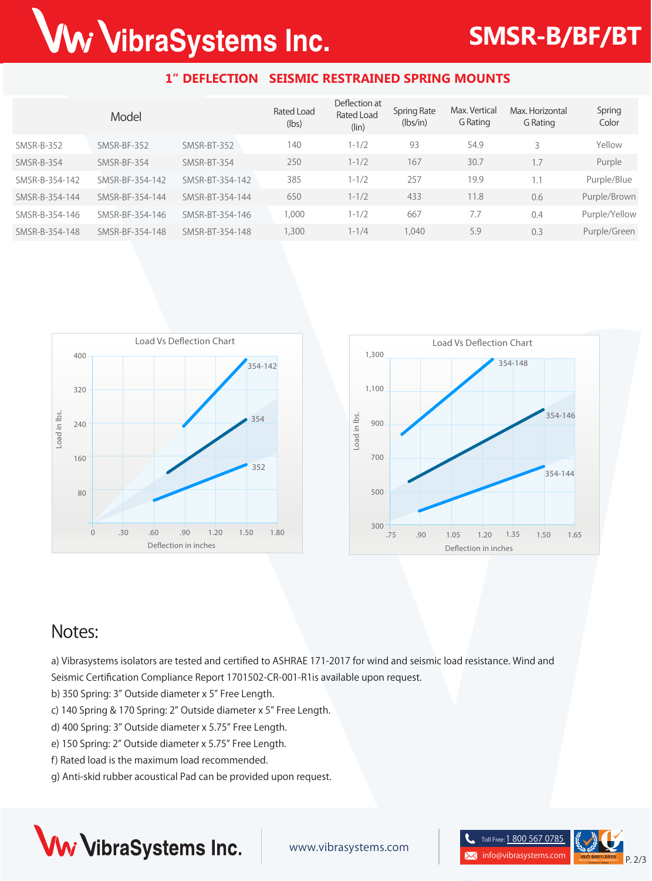# SMSR-B/BF/BT

## 1" DEFLECTION SEISMIC RESTRAINED SPRING MOUNTS

| Model | | | Rated Load (lbs) | Deflection at Rated Load (lin) | Spring Rate (lbs/in) | Max. Vertical G Rating | Max. Horizontal G Rating | Spring Color |
|---|---|---|---|---|---|---|---|---|
| SMSR-B-352 | SMSR-BF-352 | SMSR-BT-352 | 140 | 1-1/2 | 93 | 54.9 | 3 | Yellow |
| SMSR-B-354 | SMSR-BF-354 | SMSR-BT-354 | 250 | 1-1/2 | 167 | 30.7 | 1.7 | Purple |
| SMSR-B-354-142 | SMSR-BF-354-142 | SMSR-BT-354-142 | 385 | 1-1/2 | 257 | 19.9 | 1.1 | Purple/Blue |
| SMSR-B-354-144 | SMSR-BF-354-144 | SMSR-BT-354-144 | 650 | 1-1/2 | 433 | 11.8 | 0.6 | Purple/Brown |
| SMSR-B-354-146 | SMSR-BF-354-146 | SMSR-BT-354-146 | 1,000 | 1-1/2 | 667 | 7.7 | 0.4 | Purple/Yellow |
| SMSR-B-354-148 | SMSR-BF-354-148 | SMSR-BT-354-148 | 1,300 | 1-1/4 | 1,040 | 5.9 | 0.3 | Purple/Green |

Load Vs Deflection Chart (Load in lbs. vs Deflection in inches: 352, 354, 354-142)

Load Vs Deflection Chart (Load in lbs. vs Deflection in inches: 354-144, 354-146, 354-148)

## Notes:

a) Vibrasystems isolators are tested and certified to ASHRAE 171-2017 for wind and seismic load resistance. Wind and Seismic Certification Compliance Report 1701502-CR-001-R1is available upon request.
b) 350 Spring: 3" Outside diameter x 5" Free Length.
c) 140 Spring & 170 Spring: 2" Outside diameter x 5" Free Length.
d) 400 Spring: 3" Outside diameter x 5.75" Free Length.
e) 150 Spring: 2" Outside diameter x 5.75" Free Length.
f) Rated load is the maximum load recommended.
g) Anti-skid rubber acoustical Pad can be provided upon request.

VibraSystems Inc. | www.vibrasystems.com | Toll Free: 1 800 567 0785 | info@vibrasystems.com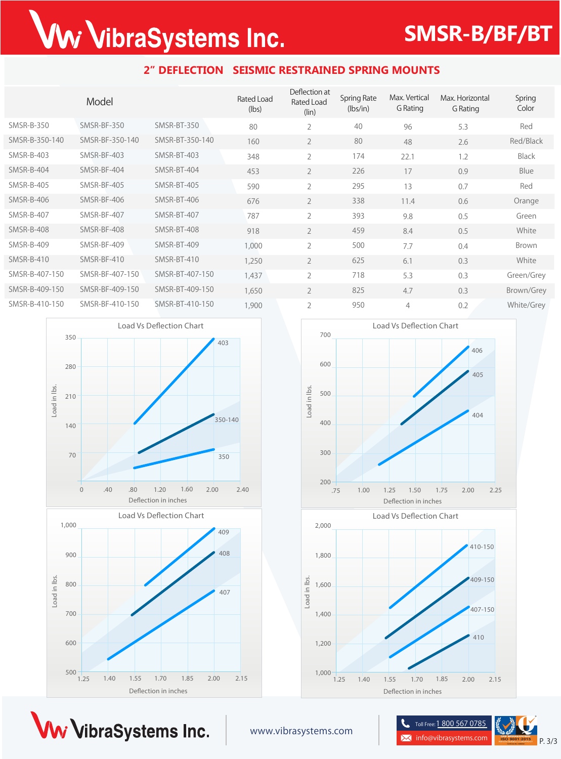# VibraSystems Inc.

# SMSR-B/BF/BT

## 2" DEFLECTION SEISMIC RESTRAINED SPRING MOUNTS

| Model | | | Rated Load (lbs) | Deflection at Rated Load (lin) | Spring Rate (lbs/in) | Max. Vertical G Rating | Max. Horizontal G Rating | Spring Color |
|---|---|---|---|---|---|---|---|---|
| SMSR-B-350 | SMSR-BF-350 | SMSR-BT-350 | 80 | 2 | 40 | 96 | 5.3 | Red |
| SMSR-B-350-140 | SMSR-BF-350-140 | SMSR-BT-350-140 | 160 | 2 | 80 | 48 | 2.6 | Red/Black |
| SMSR-B-403 | SMSR-BF-403 | SMSR-BT-403 | 348 | 2 | 174 | 22.1 | 1.2 | Black |
| SMSR-B-404 | SMSR-BF-404 | SMSR-BT-404 | 453 | 2 | 226 | 17 | 0.9 | Blue |
| SMSR-B-405 | SMSR-BF-405 | SMSR-BT-405 | 590 | 2 | 295 | 13 | 0.7 | Red |
| SMSR-B-406 | SMSR-BF-406 | SMSR-BT-406 | 676 | 2 | 338 | 11.4 | 0.6 | Orange |
| SMSR-B-407 | SMSR-BF-407 | SMSR-BT-407 | 787 | 2 | 393 | 9.8 | 0.5 | Green |
| SMSR-B-408 | SMSR-BF-408 | SMSR-BT-408 | 918 | 2 | 459 | 8.4 | 0.5 | White |
| SMSR-B-409 | SMSR-BF-409 | SMSR-BT-409 | 1,000 | 2 | 500 | 7.7 | 0.4 | Brown |
| SMSR-B-410 | SMSR-BF-410 | SMSR-BT-410 | 1,250 | 2 | 625 | 6.1 | 0.3 | White |
| SMSR-B-407-150 | SMSR-BF-407-150 | SMSR-BT-407-150 | 1,437 | 2 | 718 | 5.3 | 0.3 | Green/Grey |
| SMSR-B-409-150 | SMSR-BF-409-150 | SMSR-BT-409-150 | 1,650 | 2 | 825 | 4.7 | 0.3 | Brown/Grey |
| SMSR-B-410-150 | SMSR-BF-410-150 | SMSR-BT-410-150 | 1,900 | 2 | 950 | 4 | 0.2 | White/Grey |

Load Vs Deflection Chart

Load in lbs.: 350, 280, 210, 140, 70

Deflection in inches: 0, .40, .80, 1.20, 1.60, 2.00, 2.40

403, 350-140, 350

Load Vs Deflection Chart

Load in lbs.: 700, 600, 500, 400, 300, 200

Deflection in inches: .75, 1.00, 1.25, 1.50, 1.75, 2.00, 2.25

406, 405, 404

Load Vs Deflection Chart

Load in lbs.: 1,000, 900, 800, 700, 600, 500

Deflection in inches: 1.25, 1.40, 1.55, 1.70, 1.85, 2.00, 2.15

409, 408, 407

Load Vs Deflection Chart

Load in lbs.: 2,000, 1,800, 1,600, 1,400, 1,200, 1,000

Deflection in inches: 1.25, 1.40, 1.55, 1.70, 1.85, 2.00, 2.15

410-150, 409-150, 407-150, 410

VibraSystems Inc.

www.vibrasystems.com

Toll Free: 1 800 567 0785

info@vibrasystems.com

ISO 9001:2015